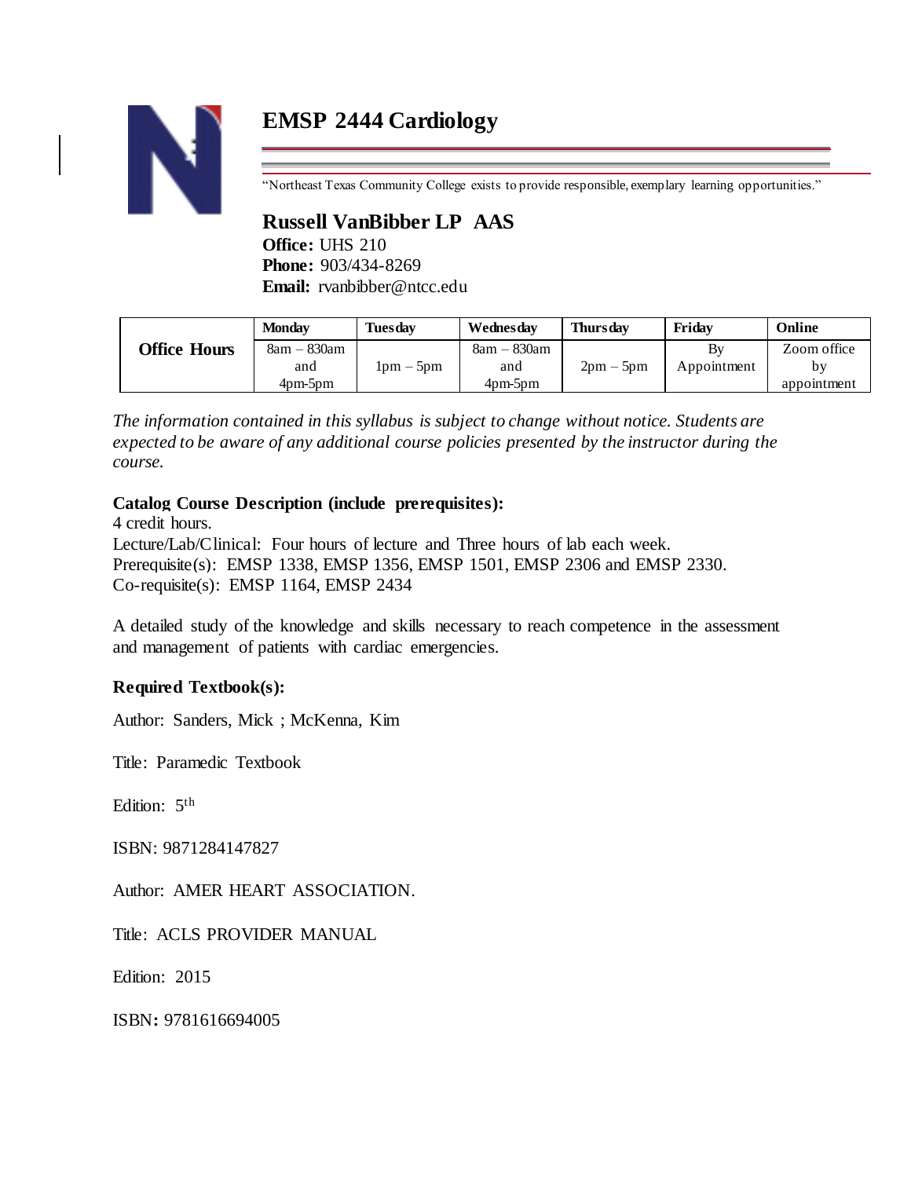# EMSP 2444 Cardiology

"Northeast Texas Community College exists to provide responsible, exemplary learning opportunities."

## Russell VanBibber LP AAS

**Office:** UHS 210
**Phone:** 903/434-8269
**Email:** rvanbibber@ntcc.edu

| | Monday | Tuesday | Wednesday | Thursday | Friday | Online |
|---|---|---|---|---|---|---|
| **Office Hours** | 8am – 830am and 4pm-5pm | 1pm – 5pm | 8am – 830am and 4pm-5pm | 2pm – 5pm | By Appointment | Zoom office by appointment |

*The information contained in this syllabus is subject to change without notice. Students are expected to be aware of any additional course policies presented by the instructor during the course.*

**Catalog Course Description (include prerequisites):**
4 credit hours.
Lecture/Lab/Clinical: Four hours of lecture and Three hours of lab each week.
Prerequisite(s): EMSP 1338, EMSP 1356, EMSP 1501, EMSP 2306 and EMSP 2330.
Co-requisite(s): EMSP 1164, EMSP 2434

A detailed study of the knowledge and skills necessary to reach competence in the assessment and management of patients with cardiac emergencies.

**Required Textbook(s):**

Author: Sanders, Mick ; McKenna, Kim

Title: Paramedic Textbook

Edition: 5th

ISBN: 9871284147827

Author: AMER HEART ASSOCIATION.

Title: ACLS PROVIDER MANUAL

Edition: 2015

ISBN: 9781616694005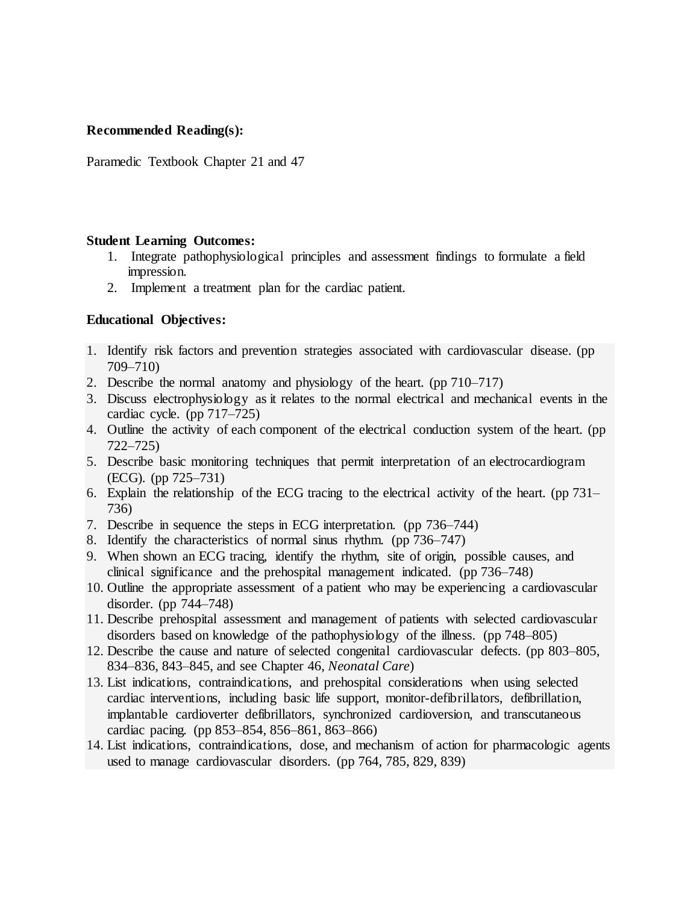**Recommended Reading(s):**

Paramedic Textbook Chapter 21 and 47

**Student Learning Outcomes:**

1. Integrate pathophysiological principles and assessment findings to formulate a field impression.
2. Implement a treatment plan for the cardiac patient.

**Educational Objectives:**

1. Identify risk factors and prevention strategies associated with cardiovascular disease. (pp 709–710)
2. Describe the normal anatomy and physiology of the heart. (pp 710–717)
3. Discuss electrophysiology as it relates to the normal electrical and mechanical events in the cardiac cycle. (pp 717–725)
4. Outline the activity of each component of the electrical conduction system of the heart. (pp 722–725)
5. Describe basic monitoring techniques that permit interpretation of an electrocardiogram (ECG). (pp 725–731)
6. Explain the relationship of the ECG tracing to the electrical activity of the heart. (pp 731–736)
7. Describe in sequence the steps in ECG interpretation. (pp 736–744)
8. Identify the characteristics of normal sinus rhythm. (pp 736–747)
9. When shown an ECG tracing, identify the rhythm, site of origin, possible causes, and clinical significance and the prehospital management indicated. (pp 736–748)
10. Outline the appropriate assessment of a patient who may be experiencing a cardiovascular disorder. (pp 744–748)
11. Describe prehospital assessment and management of patients with selected cardiovascular disorders based on knowledge of the pathophysiology of the illness. (pp 748–805)
12. Describe the cause and nature of selected congenital cardiovascular defects. (pp 803–805, 834–836, 843–845, and see Chapter 46, *Neonatal Care*)
13. List indications, contraindications, and prehospital considerations when using selected cardiac interventions, including basic life support, monitor-defibrillators, defibrillation, implantable cardioverter defibrillators, synchronized cardioversion, and transcutaneous cardiac pacing. (pp 853–854, 856–861, 863–866)
14. List indications, contraindications, dose, and mechanism of action for pharmacologic agents used to manage cardiovascular disorders. (pp 764, 785, 829, 839)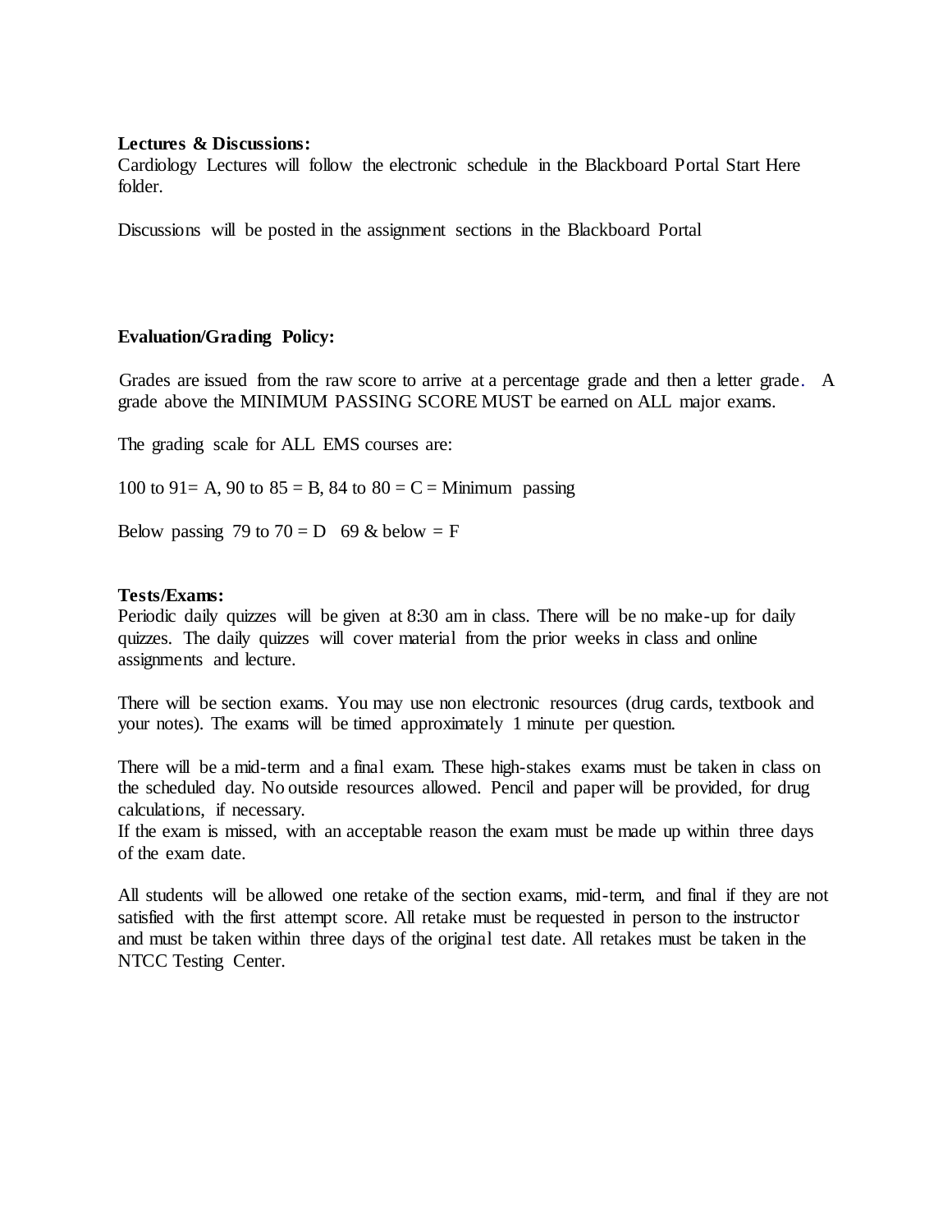**Lectures & Discussions:**
Cardiology Lectures will follow the electronic schedule in the Blackboard Portal Start Here folder.

Discussions will be posted in the assignment sections in the Blackboard Portal

**Evaluation/Grading Policy:**

Grades are issued from the raw score to arrive at a percentage grade and then a letter grade. A grade above the MINIMUM PASSING SCORE MUST be earned on ALL major exams.

The grading scale for ALL EMS courses are:

100 to 91= A, 90 to 85 = B, 84 to 80 = C = Minimum passing

Below passing 79 to 70 = D 69 & below = F

**Tests/Exams:**
Periodic daily quizzes will be given at 8:30 am in class. There will be no make-up for daily quizzes. The daily quizzes will cover material from the prior weeks in class and online assignments and lecture.

There will be section exams. You may use non electronic resources (drug cards, textbook and your notes). The exams will be timed approximately 1 minute per question.

There will be a mid-term and a final exam. These high-stakes exams must be taken in class on the scheduled day. No outside resources allowed. Pencil and paper will be provided, for drug calculations, if necessary.
If the exam is missed, with an acceptable reason the exam must be made up within three days of the exam date.

All students will be allowed one retake of the section exams, mid-term, and final if they are not satisfied with the first attempt score. All retake must be requested in person to the instructor and must be taken within three days of the original test date. All retakes must be taken in the NTCC Testing Center.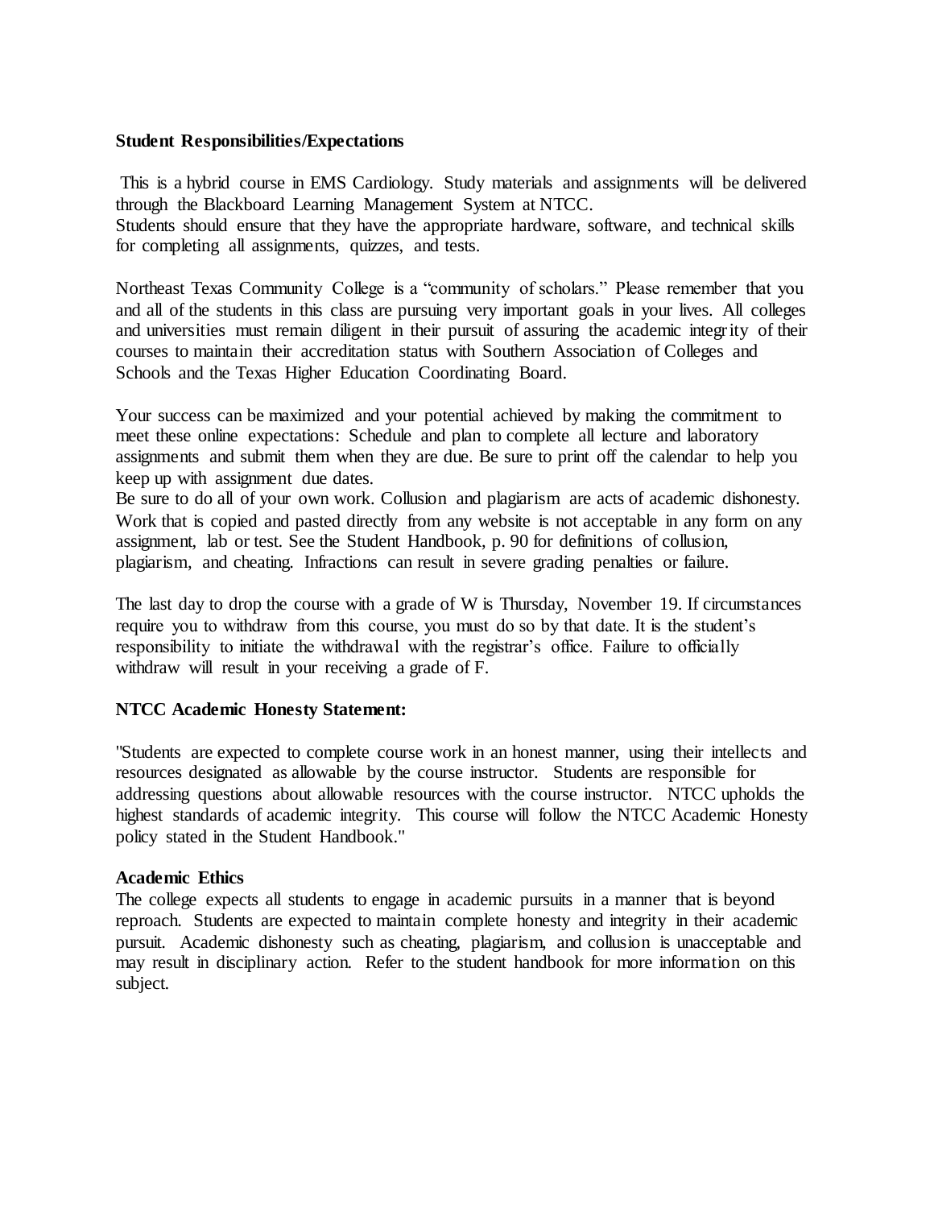**Student Responsibilities/Expectations**

This is a hybrid course in EMS Cardiology. Study materials and assignments will be delivered through the Blackboard Learning Management System at NTCC.
Students should ensure that they have the appropriate hardware, software, and technical skills for completing all assignments, quizzes, and tests.

Northeast Texas Community College is a "community of scholars." Please remember that you and all of the students in this class are pursuing very important goals in your lives. All colleges and universities must remain diligent in their pursuit of assuring the academic integrity of their courses to maintain their accreditation status with Southern Association of Colleges and Schools and the Texas Higher Education Coordinating Board.

Your success can be maximized and your potential achieved by making the commitment to meet these online expectations: Schedule and plan to complete all lecture and laboratory assignments and submit them when they are due. Be sure to print off the calendar to help you keep up with assignment due dates.
Be sure to do all of your own work. Collusion and plagiarism are acts of academic dishonesty. Work that is copied and pasted directly from any website is not acceptable in any form on any assignment, lab or test. See the Student Handbook, p. 90 for definitions of collusion, plagiarism, and cheating. Infractions can result in severe grading penalties or failure.

The last day to drop the course with a grade of W is Thursday, November 19. If circumstances require you to withdraw from this course, you must do so by that date. It is the student's responsibility to initiate the withdrawal with the registrar's office. Failure to officially withdraw will result in your receiving a grade of F.

**NTCC Academic Honesty Statement:**

"Students are expected to complete course work in an honest manner, using their intellects and resources designated as allowable by the course instructor. Students are responsible for addressing questions about allowable resources with the course instructor. NTCC upholds the highest standards of academic integrity. This course will follow the NTCC Academic Honesty policy stated in the Student Handbook."

**Academic Ethics**

The college expects all students to engage in academic pursuits in a manner that is beyond reproach. Students are expected to maintain complete honesty and integrity in their academic pursuit. Academic dishonesty such as cheating, plagiarism, and collusion is unacceptable and may result in disciplinary action. Refer to the student handbook for more information on this subject.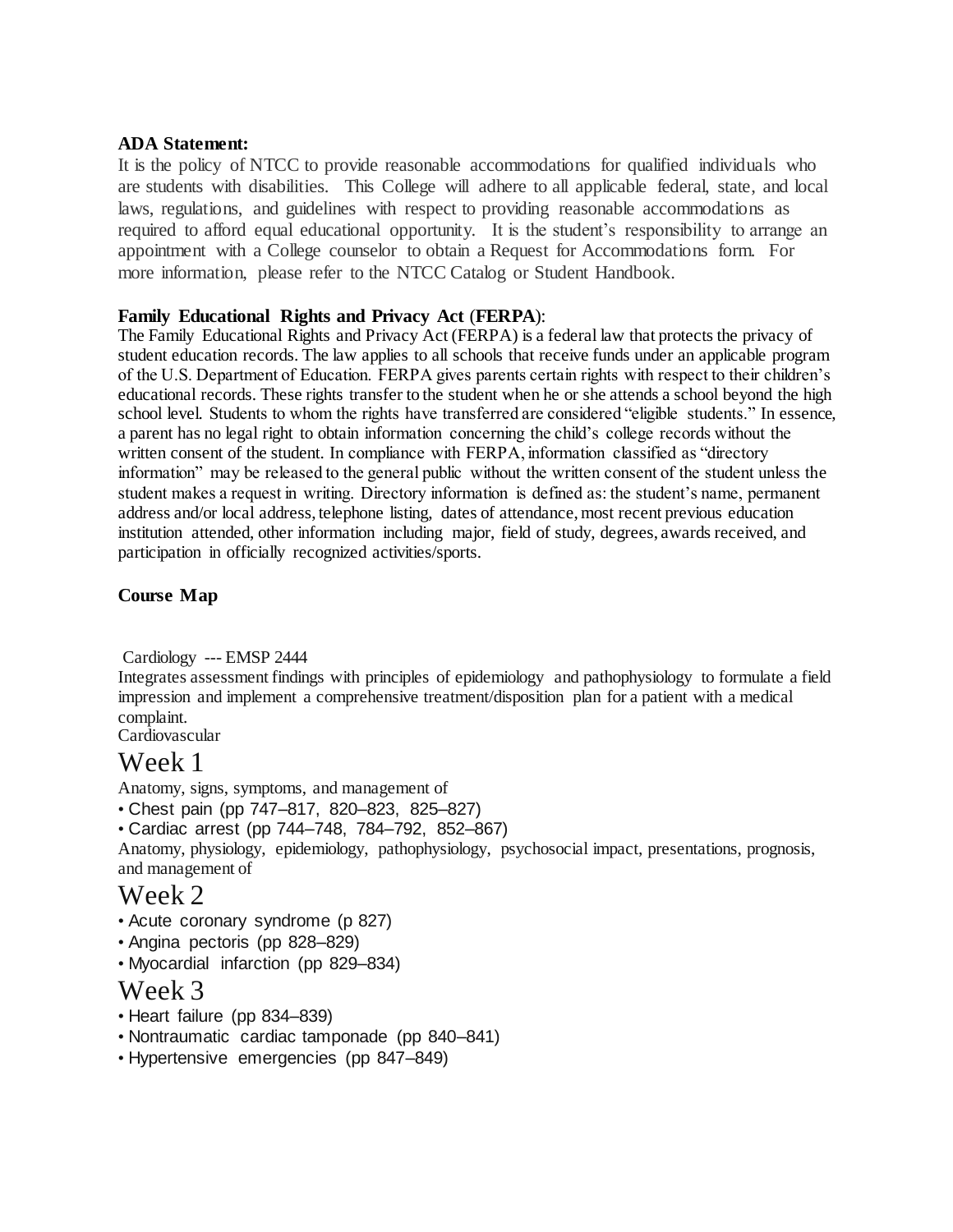**ADA Statement:**

It is the policy of NTCC to provide reasonable accommodations for qualified individuals who are students with disabilities. This College will adhere to all applicable federal, state, and local laws, regulations, and guidelines with respect to providing reasonable accommodations as required to afford equal educational opportunity. It is the student's responsibility to arrange an appointment with a College counselor to obtain a Request for Accommodations form. For more information, please refer to the NTCC Catalog or Student Handbook.

**Family Educational Rights and Privacy Act (FERPA)**:

The Family Educational Rights and Privacy Act (FERPA) is a federal law that protects the privacy of student education records. The law applies to all schools that receive funds under an applicable program of the U.S. Department of Education. FERPA gives parents certain rights with respect to their children's educational records. These rights transfer to the student when he or she attends a school beyond the high school level. Students to whom the rights have transferred are considered "eligible students." In essence, a parent has no legal right to obtain information concerning the child's college records without the written consent of the student. In compliance with FERPA, information classified as "directory information" may be released to the general public without the written consent of the student unless the student makes a request in writing. Directory information is defined as: the student's name, permanent address and/or local address, telephone listing, dates of attendance, most recent previous education institution attended, other information including major, field of study, degrees, awards received, and participation in officially recognized activities/sports.

**Course Map**

Cardiology --- EMSP 2444

Integrates assessment findings with principles of epidemiology and pathophysiology to formulate a field impression and implement a comprehensive treatment/disposition plan for a patient with a medical complaint.

Cardiovascular

# Week 1

Anatomy, signs, symptoms, and management of

- Chest pain (pp 747–817, 820–823, 825–827)
- Cardiac arrest (pp 744–748, 784–792, 852–867)

Anatomy, physiology, epidemiology, pathophysiology, psychosocial impact, presentations, prognosis, and management of

# Week 2

- Acute coronary syndrome (p 827)
- Angina pectoris (pp 828–829)
- Myocardial infarction (pp 829–834)

# Week 3

- Heart failure (pp 834–839)
- Nontraumatic cardiac tamponade (pp 840–841)
- Hypertensive emergencies (pp 847–849)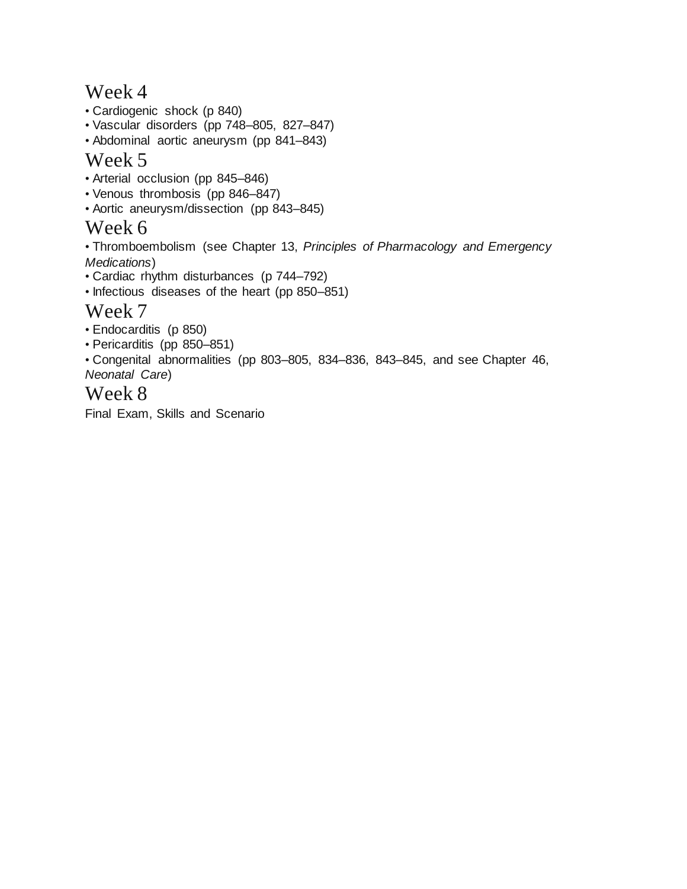## Week 4

- Cardiogenic shock (p 840)
- Vascular disorders (pp 748–805, 827–847)
- Abdominal aortic aneurysm (pp 841–843)

## Week 5

- Arterial occlusion (pp 845–846)
- Venous thrombosis (pp 846–847)
- Aortic aneurysm/dissection (pp 843–845)

## Week 6

- Thromboembolism (see Chapter 13, *Principles of Pharmacology and Emergency Medications*)
- Cardiac rhythm disturbances (p 744–792)
- Infectious diseases of the heart (pp 850–851)

## Week 7

- Endocarditis (p 850)
- Pericarditis (pp 850–851)
- Congenital abnormalities (pp 803–805, 834–836, 843–845, and see Chapter 46, *Neonatal Care*)

## Week 8

Final Exam, Skills and Scenario